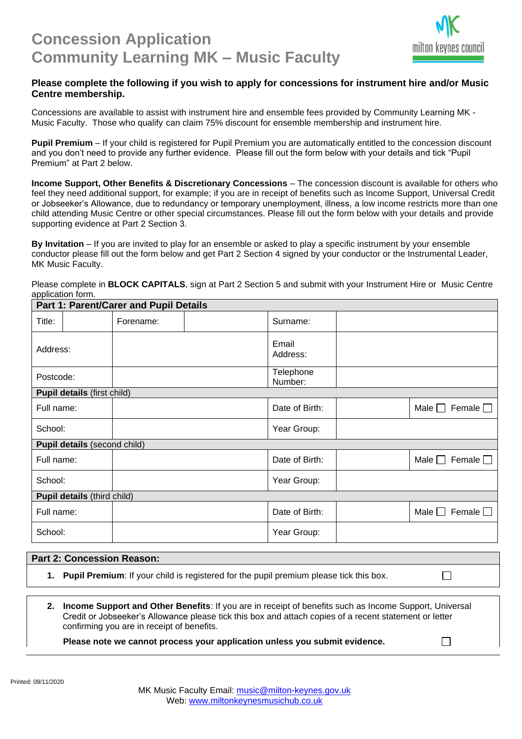# Concession Application
# Community Learning MK – Music Faculty

milton keynes council

### Please complete the following if you wish to apply for concessions for instrument hire and/or Music Centre membership.

Concessions are available to assist with instrument hire and ensemble fees provided by Community Learning MK - Music Faculty. Those who qualify can claim 75% discount for ensemble membership and instrument hire.

**Pupil Premium** – If your child is registered for Pupil Premium you are automatically entitled to the concession discount and you don't need to provide any further evidence. Please fill out the form below with your details and tick "Pupil Premium" at Part 2 below.

**Income Support, Other Benefits & Discretionary Concessions** – The concession discount is available for others who feel they need additional support, for example; if you are in receipt of benefits such as Income Support, Universal Credit or Jobseeker's Allowance, due to redundancy or temporary unemployment, illness, a low income restricts more than one child attending Music Centre or other special circumstances. Please fill out the form below with your details and provide supporting evidence at Part 2 Section 3.

**By Invitation** – If you are invited to play for an ensemble or asked to play a specific instrument by your ensemble conductor please fill out the form below and get Part 2 Section 4 signed by your conductor or the Instrumental Leader, MK Music Faculty.

Please complete in **BLOCK CAPITALS**, sign at Part 2 Section 5 and submit with your Instrument Hire or Music Centre application form.

| **Part 1: Parent/Carer and Pupil Details** | | | | | | |
|---|---|---|---|---|---|---|
| Title: | | Forename: | | Surname: | | |
| Address: | | | | Email Address: | | |
| Postcode: | | | | Telephone Number: | | |
| **Pupil details** (first child) | | | | | | |
| Full name: | | | | Date of Birth: | | Male ☐ Female ☐ |
| School: | | | | Year Group: | | |
| **Pupil details** (second child) | | | | | | |
| Full name: | | | | Date of Birth: | | Male ☐ Female ☐ |
| School: | | | | Year Group: | | |
| **Pupil details** (third child) | | | | | | |
| Full name: | | | | Date of Birth: | | Male ☐ Female ☐ |
| School: | | | | Year Group: | | |

**Part 2: Concession Reason:**

1. **Pupil Premium**: If your child is registered for the pupil premium please tick this box. ☐

2. **Income Support and Other Benefits**: If you are in receipt of benefits such as Income Support, Universal Credit or Jobseeker's Allowance please tick this box and attach copies of a recent statement or letter confirming you are in receipt of benefits.

   **Please note we cannot process your application unless you submit evidence.** ☐

Printed: 09/11/2020

MK Music Faculty Email: music@milton-keynes.gov.uk
Web: www.miltonkeynesmusichub.co.uk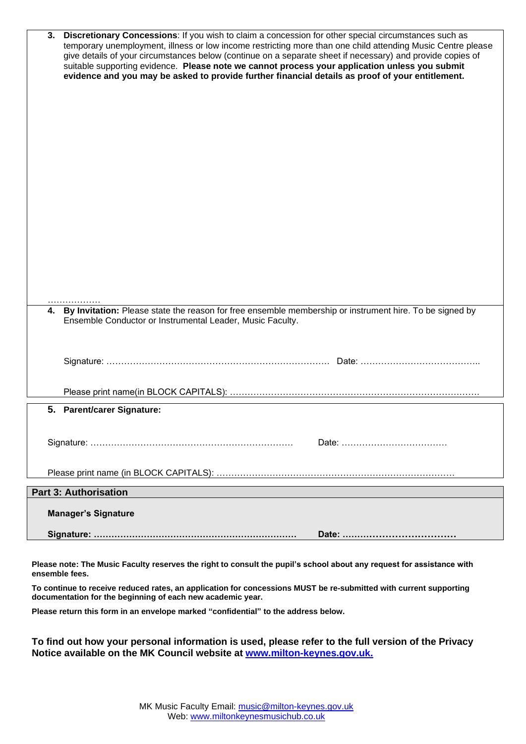3. **Discretionary Concessions**: If you wish to claim a concession for other special circumstances such as temporary unemployment, illness or low income restricting more than one child attending Music Centre please give details of your circumstances below (continue on a separate sheet if necessary) and provide copies of suitable supporting evidence. **Please note we cannot process your application unless you submit evidence and you may be asked to provide further financial details as proof of your entitlement.**

………………

4. **By Invitation:** Please state the reason for free ensemble membership or instrument hire. To be signed by Ensemble Conductor or Instrumental Leader, Music Faculty.

   Signature: ……………………………………………………………………… Date: …………………………………..

   Please print name(in BLOCK CAPITALS): …………………………………………………………………………

5. **Parent/carer Signature:**

Signature: …………………………………………………………… Date: ………………………………

Please print name (in BLOCK CAPITALS): ……………………………………………………………………

## Part 3: Authorisation

**Manager's Signature**

**Signature: …………………………………………………………… Date: ………………………………**

**Please note: The Music Faculty reserves the right to consult the pupil's school about any request for assistance with ensemble fees.**

**To continue to receive reduced rates, an application for concessions MUST be re-submitted with current supporting documentation for the beginning of each new academic year.**

**Please return this form in an envelope marked "confidential" to the address below.**

**To find out how your personal information is used, please refer to the full version of the Privacy Notice available on the MK Council website at www.milton-keynes.gov.uk.**

MK Music Faculty Email: music@milton-keynes.gov.uk
Web: www.miltonkeynesmusichub.co.uk